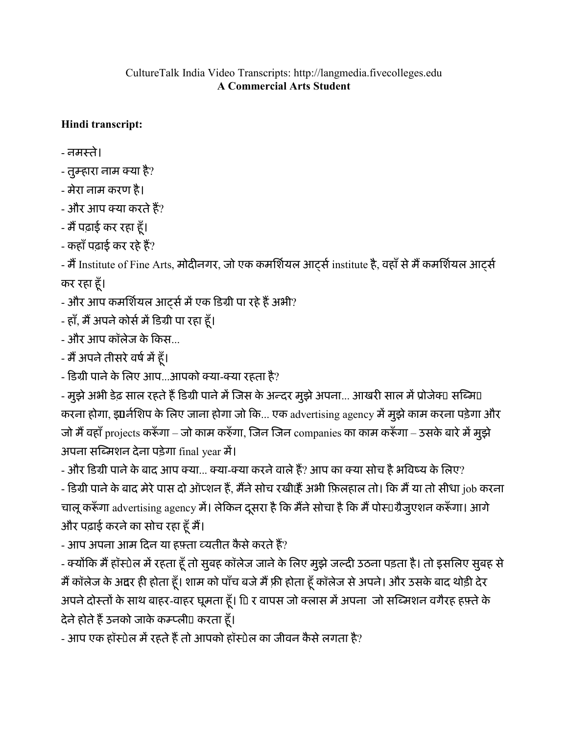CultureTalk India Video Transcripts: http://langmedia.fivecolleges.edu
**A Commercial Arts Student**

**Hindi transcript:**

- नमस्ते।
- तुम्हारा नाम क्या है?
- मेरा नाम करण है।
- और आप क्या करते हैं?
- मैं पढ़ाई कर रहा हूँ।
- कहाँ पढ़ाई कर रहे हैं?
- मैं Institute of Fine Arts, मोदीनगर, जो एक कमर्शियल आर्ट्स institute है, वहाँ से मैं कमर्शियल आर्ट्स कर रहा हूँ।
- और आप कमर्शियल आर्ट्स में एक डिग्री पा रहे हैं अभी?
- हाँ, मैं अपने कोर्स में डिग्री पा रहा हूँ।
- और आप कॉलेज के किस...
- मैं अपने तीसरे वर्ष में हूँ।
- डिग्री पाने के लिए आप...आपको क्या-क्या रहता है?
- मुझे अभी डेढ़ साल रहते हैं डिग्री पाने में जिस के अन्दर मुझे अपना... आखरी साल में प्रोजेक्ट सब्मिट करना होगा, इंटर्नशिप के लिए जाना होगा जो कि... एक advertising agency में मुझे काम करना पड़ेगा और जो मैं वहाँ projects करूँगा – जो काम करूँगा, जिन जिन companies का काम करूँगा – उसके बारे में मुझे अपना सब्मिशन देना पड़ेगा final year में।
- और डिग्री पाने के बाद आप क्या... क्या-क्या करने वाले हैं? आप का क्या सोच है भविष्य के लिए?
- डिग्री पाने के बाद मेरे पास दो ऑप्शन हैं, मैंने सोच रखी हैं अभी फ़िलहाल तो। कि मैं या तो सीधा job करना चालू करूँगा advertising agency में। लेकिन दूसरा है कि मैंने सोचा है कि मैं पोस्टग्रैजुएशन करूँगा। आगे और पढ़ाई करने का सोच रहा हूँ मैं।
- आप अपना आम दिन या हफ़्ता व्यतीत कैसे करते हैं?
- क्योंकि मैं हॉस्टल में रहता हूँ तो सुबह कॉलेज जाने के लिए मुझे जल्दी उठना पड़ता है। तो इसलिए सुबह से मैं कॉलेज के अंदर ही होता हूँ। शाम को पाँच बजे मैं फ़्री होता हूँ कॉलेज से अपने। और उसके बाद थोड़ी देर अपने दोस्तों के साथ बाहर-वाहर घूमता हूँ। फिर वापस जो क्लास में अपना जो सब्मिशन वगैरह हफ़्ते के देने होते हैं उनको जाके कम्प्लीट करता हूँ।
- आप एक हॉस्टल में रहते हैं तो आपको हॉस्टल का जीवन कैसे लगता है?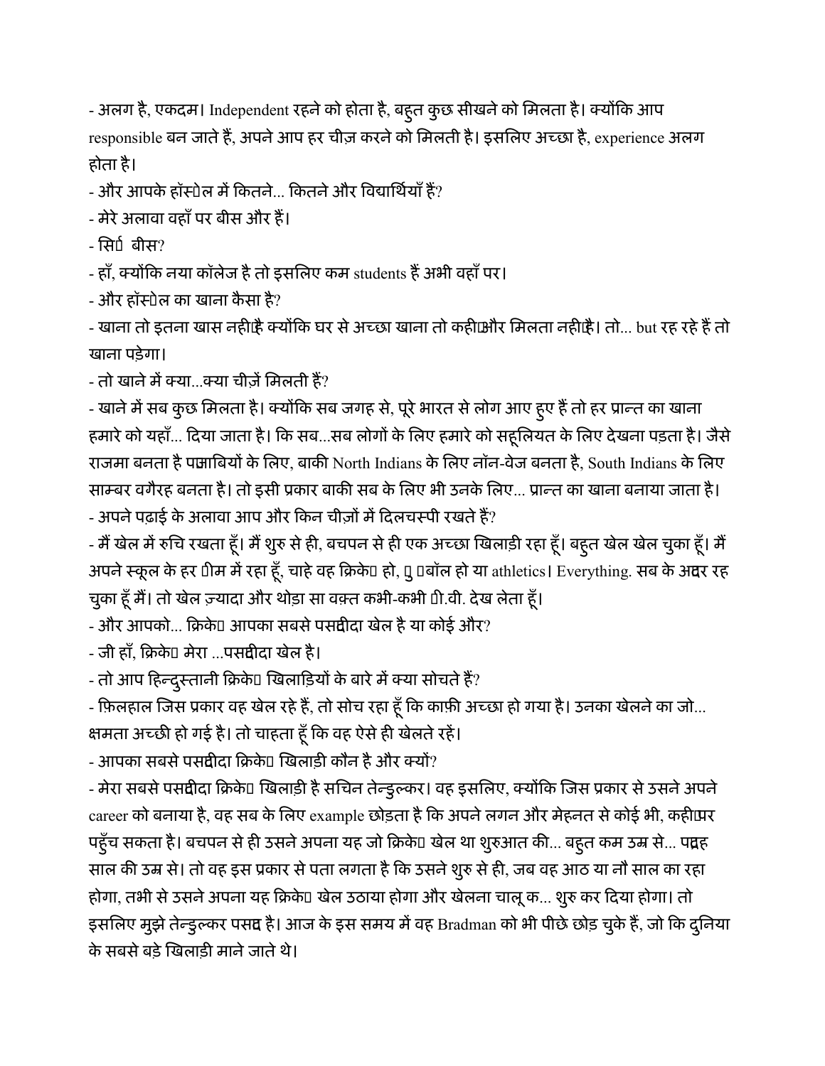- अलग है, एकदम। Independent रहने को होता है, बहुत कुछ सीखने को मिलता है। क्योंकि आप responsible बन जाते हैं, अपने आप हर चीज़ करने को मिलती है। इसलिए अच्छा है, experience अलग होता है।

- और आपके हॉस्टल में कितने... कितने और विद्यार्थियाँ हैं?

- मेरे अलावा वहाँ पर बीस और हैं।

- सिर्फ़ बीस?

- हाँ, क्योंकि नया कॉलेज है तो इसलिए कम students हैं अभी वहाँ पर।

- और हॉस्टल का खाना कैसा है?

- खाना तो इतना खास नहीं है क्योंकि घर से अच्छा खाना तो कहीं और मिलता नहीं है। तो... but रह रहे हैं तो खाना पड़ेगा।

- तो खाने में क्या...क्या चीज़ें मिलती हैं?

- खाने में सब कुछ मिलता है। क्योंकि सब जगह से, पूरे भारत से लोग आए हुए हैं तो हर प्रान्त का खाना हमारे को यहाँ... दिया जाता है। कि सब...सब लोगों के लिए हमारे को सहूलियत के लिए देखना पड़ता है। जैसे राजमा बनता है पंजाबियों के लिए, बाकी North Indians के लिए नॉन-वेज बनता है, South Indians के लिए साम्बर वगैरह बनता है। तो इसी प्रकार बाकी सब के लिए भी उनके लिए... प्रान्त का खाना बनाया जाता है।

- अपने पढ़ाई के अलावा आप और किन चीज़ों में दिलचस्पी रखते हैं?

- मैं खेल में रुचि रखता हूँ। मैं शुरु से ही, बचपन से ही एक अच्छा खिलाड़ी रहा हूँ। बहुत खेल खेल चुका हूँ। मैं अपने स्कूल के हर टीम में रहा हूँ, चाहे वह क्रिकेट हो, फ़ुटबॉल हो या athletics। Everything. सब के अंदर रह चुका हूँ मैं। तो खेल ज़्यादा और थोड़ा सा वक़्त कभी-कभी टी.वी. देख लेता हूँ।

- और आपको... क्रिकेट आपका सबसे पसंदीदा खेल है या कोई और?

- जी हाँ, क्रिकेट मेरा ...पसंदीदा खेल है।

- तो आप हिन्दुस्तानी क्रिकेट खिलाड़ियों के बारे में क्या सोचते हैं?

- फ़िलहाल जिस प्रकार वह खेल रहे हैं, तो सोच रहा हूँ कि काफ़ी अच्छा हो गया है। उनका खेलने का जो... क्षमता अच्छी हो गई है। तो चाहता हूँ कि वह ऐसे ही खेलते रहें।

- आपका सबसे पसंदीदा क्रिकेट खिलाड़ी कौन है और क्यों?

- मेरा सबसे पसंदीदा क्रिकेट खिलाड़ी है सचिन तेन्डुल्कर। वह इसलिए, क्योंकि जिस प्रकार से उसने अपने career को बनाया है, वह सब के लिए example छोड़ता है कि अपने लगन और मेहनत से कोई भी, कहीं पर पहुँच सकता है। बचपन से ही उसने अपना यह जो क्रिकेट खेल था शुरुआत की... बहुत कम उम्र से... पंद्रह साल की उम्र से। तो वह इस प्रकार से पता लगता है कि उसने शुरु से ही, जब वह आठ या नौ साल का रहा होगा, तभी से उसने अपना यह क्रिकेट खेल उठाया होगा और खेलना चालू क... शुरु कर दिया होगा। तो इसलिए मुझे तेन्डुल्कर पसंद है। आज के इस समय में वह Bradman को भी पीछे छोड़ चुके हैं, जो कि दुनिया के सबसे बड़े खिलाड़ी माने जाते थे।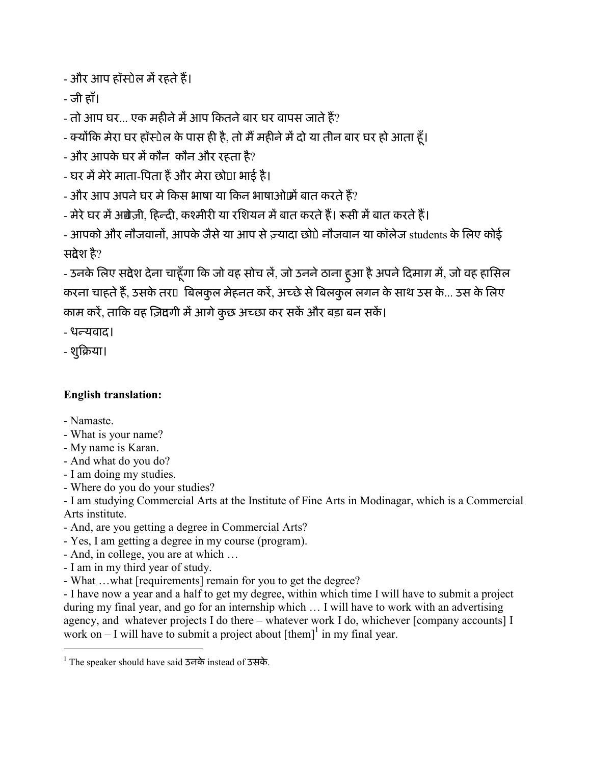- और आप हॉस्टल में रहते हैं।

- जी हाँ।

- तो आप घर... एक महीने में आप कितने बार घर वापस जाते हैं?

- क्योंकि मेरा घर हॉस्टल के पास ही है, तो मैं महीने में दो या तीन बार घर हो आता हूँ।

- और आपके घर में कौन  कौन और रहता है?

- घर में मेरे माता-पिता हैं और मेरा छोटा भाई है।

- और आप अपने घर मे किस भाषा या किन भाषाओं में बात करते हैं?

- मेरे घर में अंग्रेज़ी, हिन्दी, कश्मीरी या रशियन में बात करते हैं। रूसी में बात करते हैं।

- आपको और नौजवानों, आपके जैसे या आप से ज़्यादा छोटे नौजवान या कॉलेज students के लिए कोई संदेश है?

- उनके लिए संदेश देना चाहूँगा कि जो वह सोच लें, जो उनने ठाना हुआ है अपने दिमाग़ में, जो वह हासिल करना चाहते हैं, उसके तरफ़  बिलकुल मेहनत करें, अच्छे से बिलकुल लगन के साथ उस के... उस के लिए काम करें, ताकि वह ज़िंदगी में आगे कुछ अच्छा कर सकें और बड़ा बन सकें।

- धन्यवाद।

- शुक्रिया।

**English translation:**

- Namaste.
- What is your name?
- My name is Karan.
- And what do you do?
- I am doing my studies.
- Where do you do your studies?
- I am studying Commercial Arts at the Institute of Fine Arts in Modinagar, which is a Commercial Arts institute.
- And, are you getting a degree in Commercial Arts?
- Yes, I am getting a degree in my course (program).
- And, in college, you are at which …
- I am in my third year of study.
- What …what [requirements] remain for you to get the degree?
- I have now a year and a half to get my degree, within which time I will have to submit a project during my final year, and go for an internship which … I will have to work with an advertising agency, and  whatever projects I do there – whatever work I do, whichever [company accounts] I work on – I will have to submit a project about [them][1] in my final year.

---

[1] The speaker should have said उनके instead of उसके.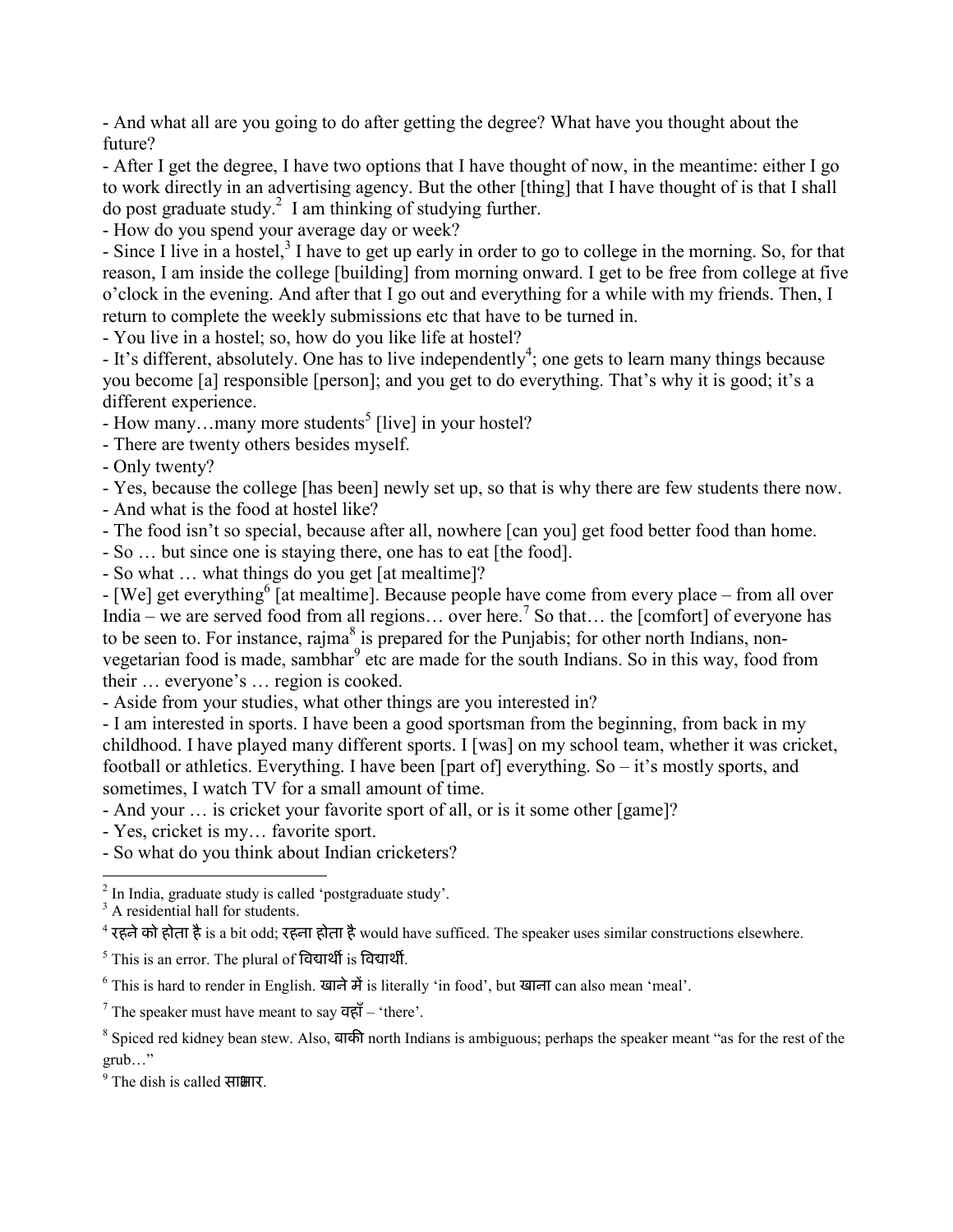- And what all are you going to do after getting the degree? What have you thought about the future?

- After I get the degree, I have two options that I have thought of now, in the meantime: either I go to work directly in an advertising agency. But the other [thing] that I have thought of is that I shall do post graduate study.[2] I am thinking of studying further.

- How do you spend your average day or week?

- Since I live in a hostel,[3] I have to get up early in order to go to college in the morning. So, for that reason, I am inside the college [building] from morning onward. I get to be free from college at five o'clock in the evening. And after that I go out and everything for a while with my friends. Then, I return to complete the weekly submissions etc that have to be turned in.

- You live in a hostel; so, how do you like life at hostel?

- It's different, absolutely. One has to live independently[4]; one gets to learn many things because you become [a] responsible [person]; and you get to do everything. That's why it is good; it's a different experience.

- How many…many more students[5] [live] in your hostel?

- There are twenty others besides myself.

- Only twenty?

- Yes, because the college [has been] newly set up, so that is why there are few students there now.

- And what is the food at hostel like?

- The food isn't so special, because after all, nowhere [can you] get food better food than home.

- So … but since one is staying there, one has to eat [the food].

- So what … what things do you get [at mealtime]?

- [We] get everything[6] [at mealtime]. Because people have come from every place – from all over India – we are served food from all regions… over here.[7] So that… the [comfort] of everyone has to be seen to. For instance, rajma[8] is prepared for the Punjabis; for other north Indians, non-vegetarian food is made, sambhar[9] etc are made for the south Indians. So in this way, food from their … everyone's … region is cooked.

- Aside from your studies, what other things are you interested in?

- I am interested in sports. I have been a good sportsman from the beginning, from back in my childhood. I have played many different sports. I [was] on my school team, whether it was cricket, football or athletics. Everything. I have been [part of] everything. So – it's mostly sports, and sometimes, I watch TV for a small amount of time.

- And your … is cricket your favorite sport of all, or is it some other [game]?

- Yes, cricket is my… favorite sport.

- So what do you think about Indian cricketers?

---

[2] In India, graduate study is called 'postgraduate study'.

[3] A residential hall for students.

[4] रहने को होता है is a bit odd; रहना होता है would have sufficed. The speaker uses similar constructions elsewhere.

[5] This is an error. The plural of विद्यार्थी is विद्यार्थी.

[6] This is hard to render in English. खाने में is literally 'in food', but खाना can also mean 'meal'.

[7] The speaker must have meant to say वहाँ – 'there'.

[8] Spiced red kidney bean stew. Also, बाकी north Indians is ambiguous; perhaps the speaker meant "as for the rest of the grub…"

[9] The dish is called साम्भार.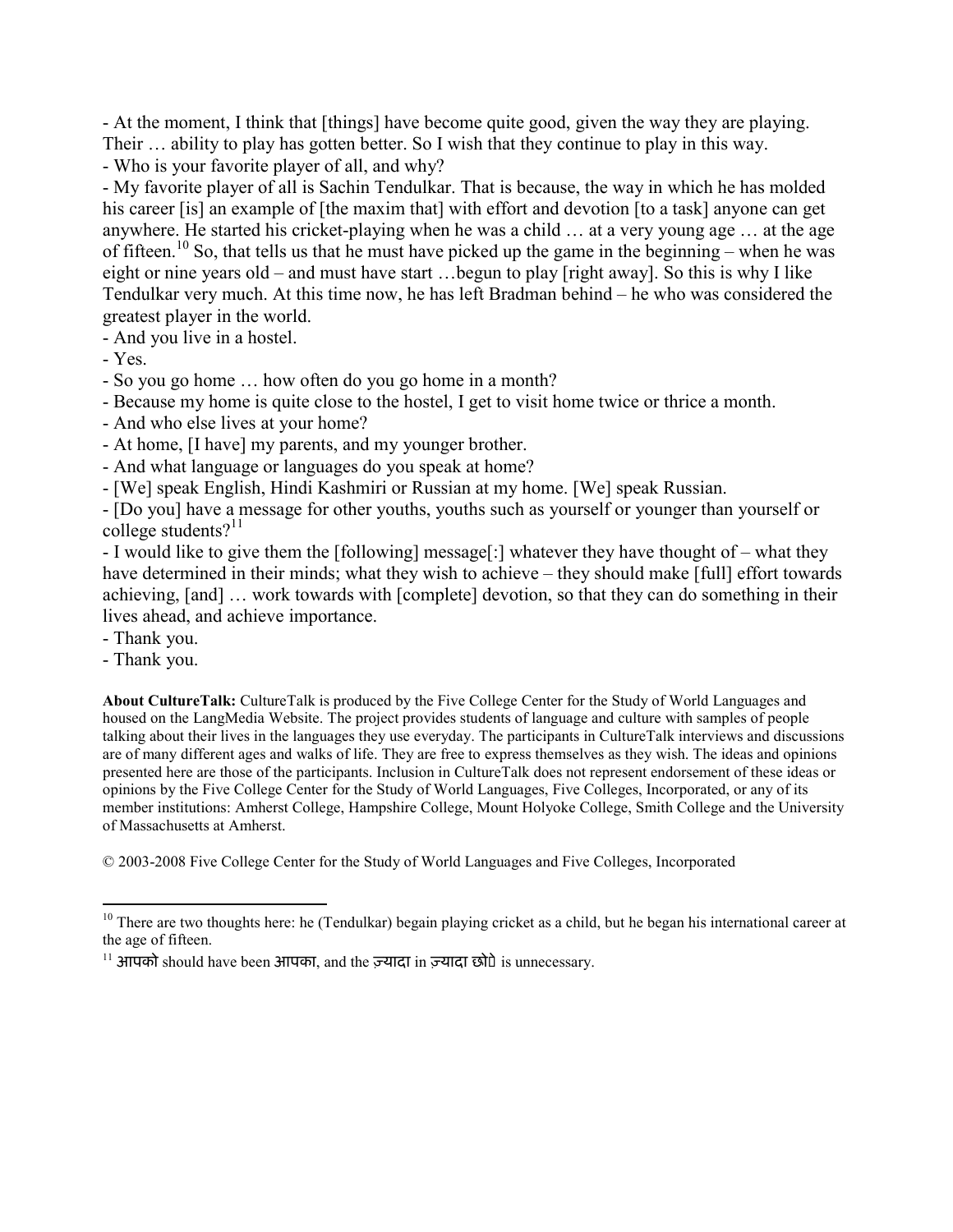- At the moment, I think that [things] have become quite good, given the way they are playing. Their … ability to play has gotten better. So I wish that they continue to play in this way.
- Who is your favorite player of all, and why?
- My favorite player of all is Sachin Tendulkar. That is because, the way in which he has molded his career [is] an example of [the maxim that] with effort and devotion [to a task] anyone can get anywhere. He started his cricket-playing when he was a child … at a very young age … at the age of fifteen.[10] So, that tells us that he must have picked up the game in the beginning – when he was eight or nine years old – and must have start …begun to play [right away]. So this is why I like Tendulkar very much. At this time now, he has left Bradman behind – he who was considered the greatest player in the world.
- And you live in a hostel.
- Yes.
- So you go home … how often do you go home in a month?
- Because my home is quite close to the hostel, I get to visit home twice or thrice a month.
- And who else lives at your home?
- At home, [I have] my parents, and my younger brother.
- And what language or languages do you speak at home?
- [We] speak English, Hindi Kashmiri or Russian at my home. [We] speak Russian.
- [Do you] have a message for other youths, youths such as yourself or younger than yourself or college students?[11]
- I would like to give them the [following] message[:] whatever they have thought of – what they have determined in their minds; what they wish to achieve – they should make [full] effort towards achieving, [and] … work towards with [complete] devotion, so that they can do something in their lives ahead, and achieve importance.
- Thank you.
- Thank you.

**About CultureTalk:** CultureTalk is produced by the Five College Center for the Study of World Languages and housed on the LangMedia Website. The project provides students of language and culture with samples of people talking about their lives in the languages they use everyday. The participants in CultureTalk interviews and discussions are of many different ages and walks of life. They are free to express themselves as they wish. The ideas and opinions presented here are those of the participants. Inclusion in CultureTalk does not represent endorsement of these ideas or opinions by the Five College Center for the Study of World Languages, Five Colleges, Incorporated, or any of its member institutions: Amherst College, Hampshire College, Mount Holyoke College, Smith College and the University of Massachusetts at Amherst.

© 2003-2008 Five College Center for the Study of World Languages and Five Colleges, Incorporated

---

[10] There are two thoughts here: he (Tendulkar) begain playing cricket as a child, but he began his international career at the age of fifteen.

[11] आपको should have been आपका, and the ज़्यादा in ज़्यादा छोटे is unnecessary.